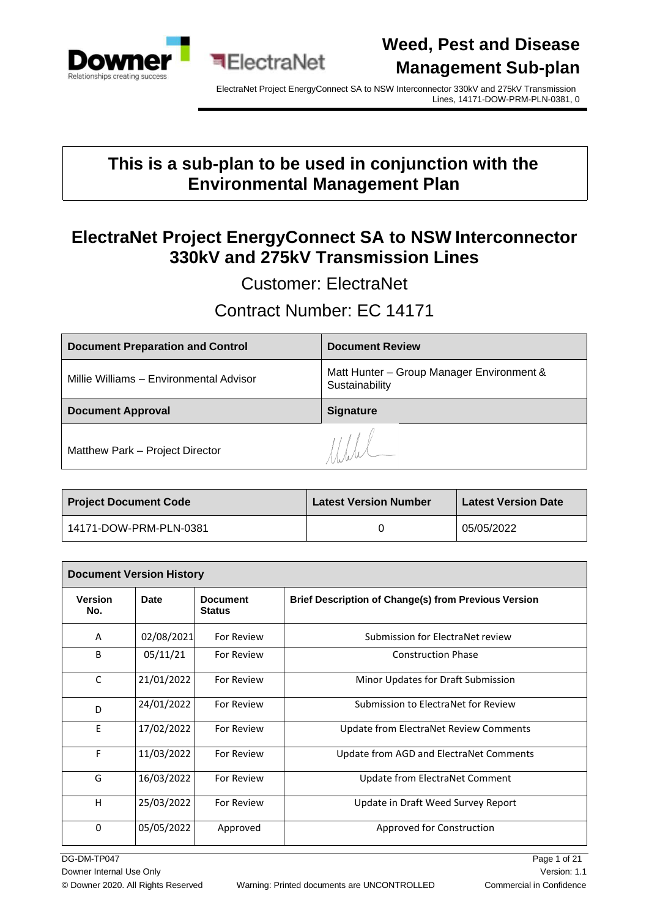# Weed, Pest and Disease Management Sub-plan

ElectraNet Project EnergyConnect SA to NSW Interconnector 330kV and 275kV Transmission Lines, 14171-DOW-PRM-PLN-0381, 0

**This is a sub-plan to be used in conjunction with the Environmental Management Plan**

## ElectraNet Project EnergyConnect SA to NSW Interconnector 330kV and 275kV Transmission Lines

Customer: ElectraNet

Contract Number: EC 14171

| Document Preparation and Control | Document Review |
|---|---|
| Millie Williams – Environmental Advisor | Matt Hunter – Group Manager Environment & Sustainability |
| **Document Approval** | **Signature** |
| Matthew Park – Project Director | |

| Project Document Code | Latest Version Number | Latest Version Date |
|---|---|---|
| 14171-DOW-PRM-PLN-0381 | 0 | 05/05/2022 |

| Document Version History | | | |
|---|---|---|---|
| **Version No.** | **Date** | **Document Status** | **Brief Description of Change(s) from Previous Version** |
| A | 02/08/2021 | For Review | Submission for ElectraNet review |
| B | 05/11/21 | For Review | Construction Phase |
| C | 21/01/2022 | For Review | Minor Updates for Draft Submission |
| D | 24/01/2022 | For Review | Submission to ElectraNet for Review |
| E | 17/02/2022 | For Review | Update from ElectraNet Review Comments |
| F | 11/03/2022 | For Review | Update from AGD and ElectraNet Comments |
| G | 16/03/2022 | For Review | Update from ElectraNet Comment |
| H | 25/03/2022 | For Review | Update in Draft Weed Survey Report |
| 0 | 05/05/2022 | Approved | Approved for Construction |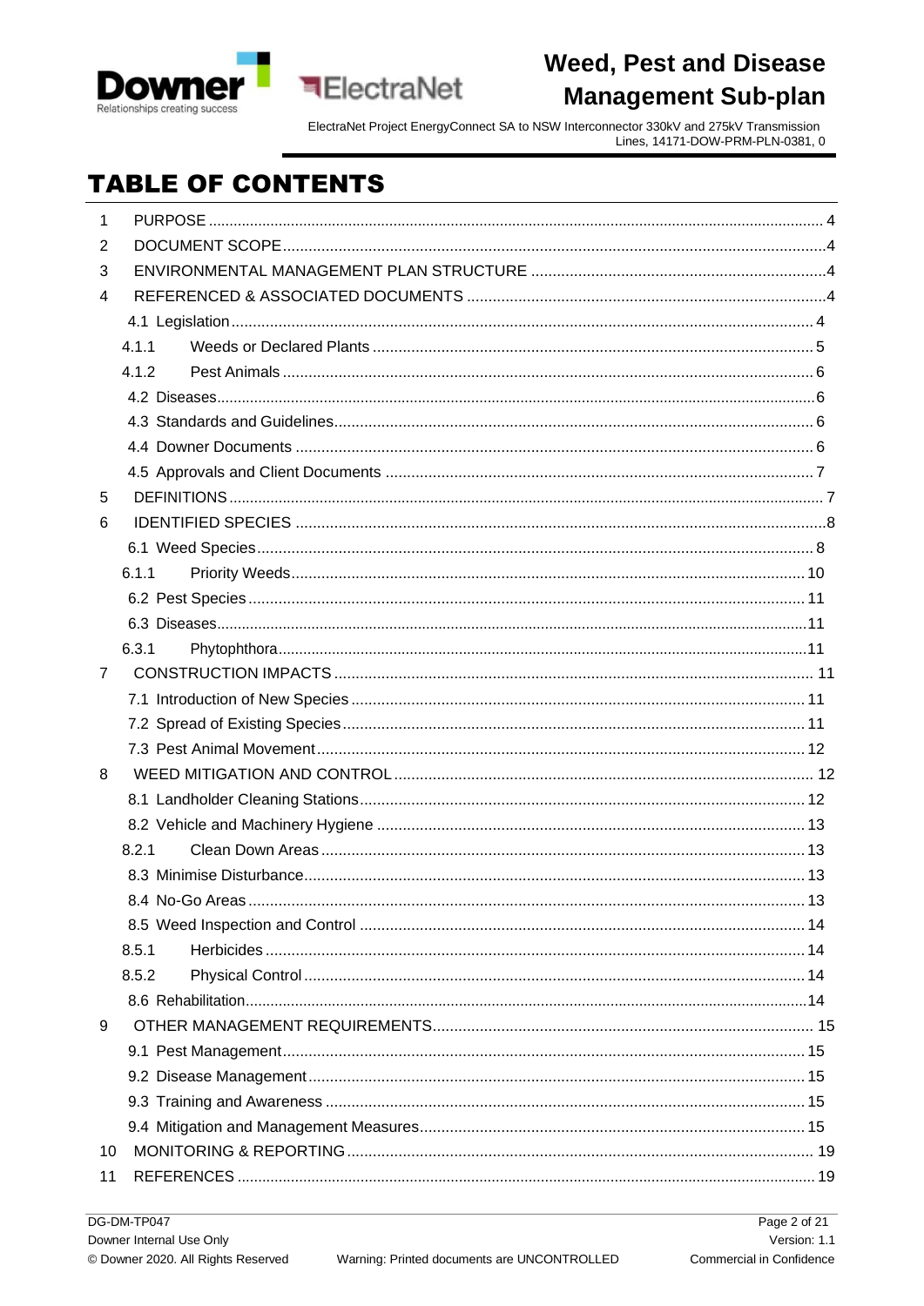# TABLE OF CONTENTS

1 PURPOSE ... 4
2 DOCUMENT SCOPE ... 4
3 ENVIRONMENTAL MANAGEMENT PLAN STRUCTURE ... 4
4 REFERENCED & ASSOCIATED DOCUMENTS ... 4
- 4.1 Legislation ... 4
  - 4.1.1 Weeds or Declared Plants ... 5
  - 4.1.2 Pest Animals ... 6
- 4.2 Diseases ... 6
- 4.3 Standards and Guidelines ... 6
- 4.4 Downer Documents ... 6
- 4.5 Approvals and Client Documents ... 7

5 DEFINITIONS ... 7
6 IDENTIFIED SPECIES ... 8
- 6.1 Weed Species ... 8
  - 6.1.1 Priority Weeds ... 10
- 6.2 Pest Species ... 11
- 6.3 Diseases ... 11
  - 6.3.1 Phytophthora ... 11

7 CONSTRUCTION IMPACTS ... 11
- 7.1 Introduction of New Species ... 11
- 7.2 Spread of Existing Species ... 11
- 7.3 Pest Animal Movement ... 12

8 WEED MITIGATION AND CONTROL ... 12
- 8.1 Landholder Cleaning Stations ... 12
- 8.2 Vehicle and Machinery Hygiene ... 13
  - 8.2.1 Clean Down Areas ... 13
- 8.3 Minimise Disturbance ... 13
- 8.4 No-Go Areas ... 13
- 8.5 Weed Inspection and Control ... 14
  - 8.5.1 Herbicides ... 14
  - 8.5.2 Physical Control ... 14
- 8.6 Rehabilitation ... 14

9 OTHER MANAGEMENT REQUIREMENTS ... 15
- 9.1 Pest Management ... 15
- 9.2 Disease Management ... 15
- 9.3 Training and Awareness ... 15
- 9.4 Mitigation and Management Measures ... 15

10 MONITORING & REPORTING ... 19
11 REFERENCES ... 19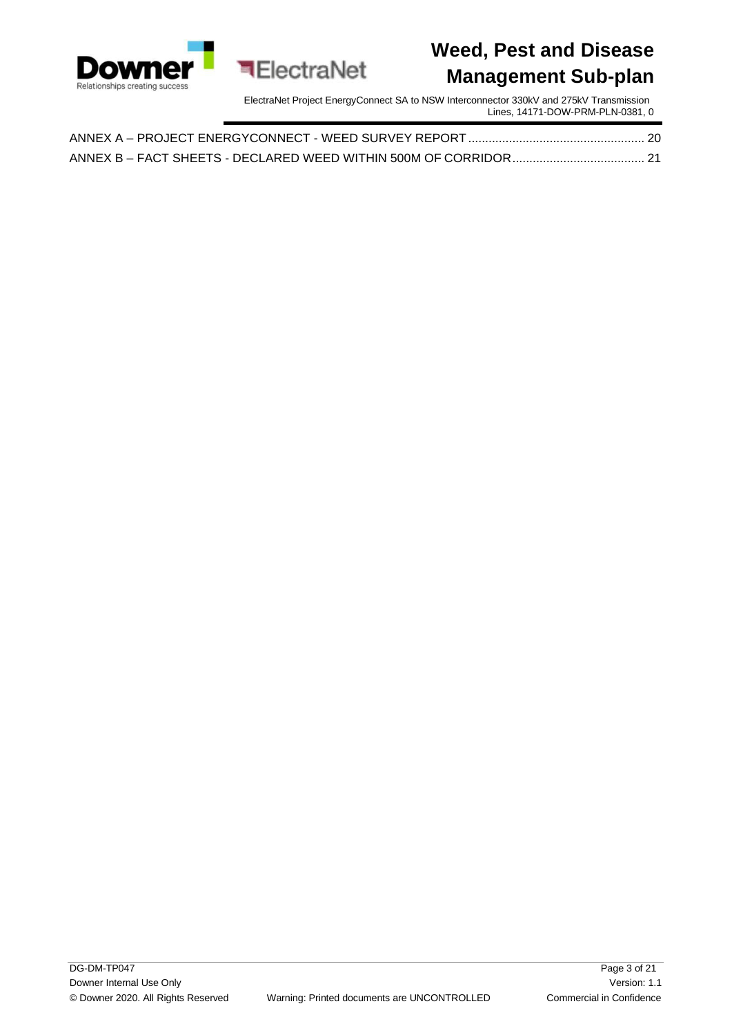ANNEX A – PROJECT ENERGYCONNECT - WEED SURVEY REPORT .................................................... 20

ANNEX B – FACT SHEETS - DECLARED WEED WITHIN 500M OF CORRIDOR ....................................... 21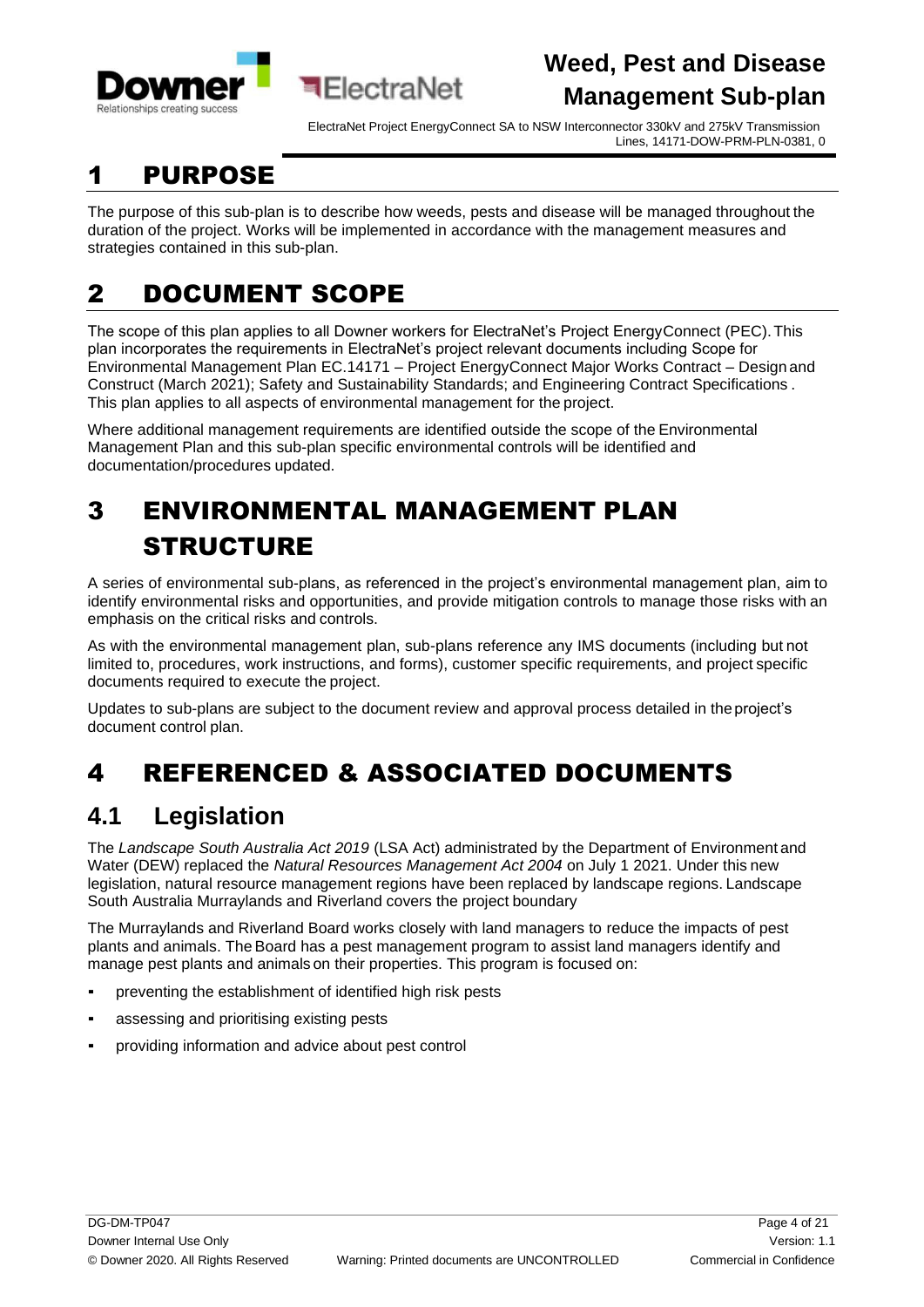# 1 PURPOSE

The purpose of this sub-plan is to describe how weeds, pests and disease will be managed throughout the duration of the project. Works will be implemented in accordance with the management measures and strategies contained in this sub-plan.

# 2 DOCUMENT SCOPE

The scope of this plan applies to all Downer workers for ElectraNet's Project EnergyConnect (PEC). This plan incorporates the requirements in ElectraNet's project relevant documents including Scope for Environmental Management Plan EC.14171 – Project EnergyConnect Major Works Contract – Design and Construct (March 2021); Safety and Sustainability Standards; and Engineering Contract Specifications . This plan applies to all aspects of environmental management for the project.

Where additional management requirements are identified outside the scope of the Environmental Management Plan and this sub-plan specific environmental controls will be identified and documentation/procedures updated.

# 3 ENVIRONMENTAL MANAGEMENT PLAN STRUCTURE

A series of environmental sub-plans, as referenced in the project's environmental management plan, aim to identify environmental risks and opportunities, and provide mitigation controls to manage those risks with an emphasis on the critical risks and controls.

As with the environmental management plan, sub-plans reference any IMS documents (including but not limited to, procedures, work instructions, and forms), customer specific requirements, and project specific documents required to execute the project.

Updates to sub-plans are subject to the document review and approval process detailed in the project's document control plan.

# 4 REFERENCED & ASSOCIATED DOCUMENTS

## 4.1 Legislation

The *Landscape South Australia Act 2019* (LSA Act) administrated by the Department of Environment and Water (DEW) replaced the *Natural Resources Management Act 2004* on July 1 2021. Under this new legislation, natural resource management regions have been replaced by landscape regions. Landscape South Australia Murraylands and Riverland covers the project boundary

The Murraylands and Riverland Board works closely with land managers to reduce the impacts of pest plants and animals. The Board has a pest management program to assist land managers identify and manage pest plants and animals on their properties. This program is focused on:

- preventing the establishment of identified high risk pests
- assessing and prioritising existing pests
- providing information and advice about pest control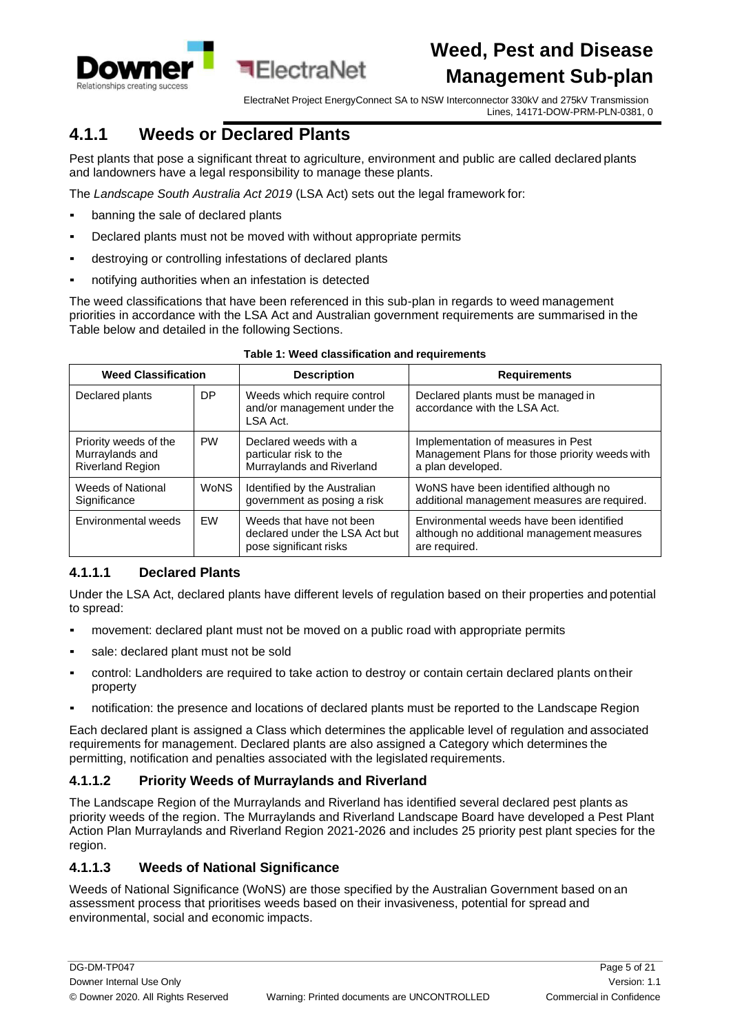## 4.1.1 Weeds or Declared Plants

Pest plants that pose a significant threat to agriculture, environment and public are called declared plants and landowners have a legal responsibility to manage these plants.

The *Landscape South Australia Act 2019* (LSA Act) sets out the legal framework for:

- banning the sale of declared plants
- Declared plants must not be moved with without appropriate permits
- destroying or controlling infestations of declared plants
- notifying authorities when an infestation is detected

The weed classifications that have been referenced in this sub-plan in regards to weed management priorities in accordance with the LSA Act and Australian government requirements are summarised in the Table below and detailed in the following Sections.

**Table 1: Weed classification and requirements**

| Weed Classification | | Description | Requirements |
|---|---|---|---|
| Declared plants | DP | Weeds which require control and/or management under the LSA Act. | Declared plants must be managed in accordance with the LSA Act. |
| Priority weeds of the Murraylands and Riverland Region | PW | Declared weeds with a particular risk to the Murraylands and Riverland | Implementation of measures in Pest Management Plans for those priority weeds with a plan developed. |
| Weeds of National Significance | WoNS | Identified by the Australian government as posing a risk | WoNS have been identified although no additional management measures are required. |
| Environmental weeds | EW | Weeds that have not been declared under the LSA Act but pose significant risks | Environmental weeds have been identified although no additional management measures are required. |

### 4.1.1.1 Declared Plants

Under the LSA Act, declared plants have different levels of regulation based on their properties and potential to spread:

- movement: declared plant must not be moved on a public road with appropriate permits
- sale: declared plant must not be sold
- control: Landholders are required to take action to destroy or contain certain declared plants on their property
- notification: the presence and locations of declared plants must be reported to the Landscape Region

Each declared plant is assigned a Class which determines the applicable level of regulation and associated requirements for management. Declared plants are also assigned a Category which determines the permitting, notification and penalties associated with the legislated requirements.

### 4.1.1.2 Priority Weeds of Murraylands and Riverland

The Landscape Region of the Murraylands and Riverland has identified several declared pest plants as priority weeds of the region. The Murraylands and Riverland Landscape Board have developed a Pest Plant Action Plan Murraylands and Riverland Region 2021-2026 and includes 25 priority pest plant species for the region.

### 4.1.1.3 Weeds of National Significance

Weeds of National Significance (WoNS) are those specified by the Australian Government based on an assessment process that prioritises weeds based on their invasiveness, potential for spread and environmental, social and economic impacts.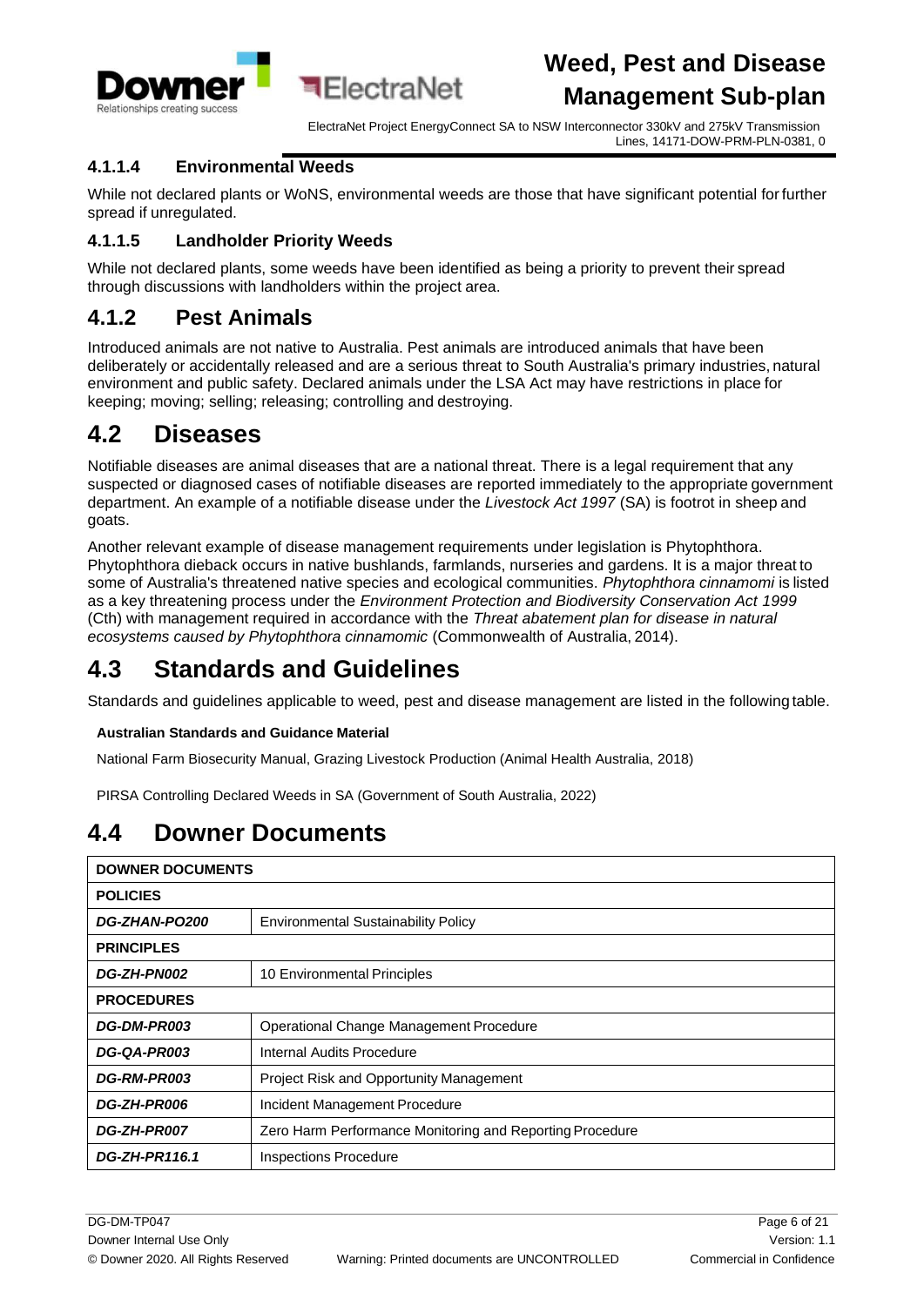#### 4.1.1.4 Environmental Weeds

While not declared plants or WoNS, environmental weeds are those that have significant potential for further spread if unregulated.

#### 4.1.1.5 Landholder Priority Weeds

While not declared plants, some weeds have been identified as being a priority to prevent their spread through discussions with landholders within the project area.

### 4.1.2 Pest Animals

Introduced animals are not native to Australia. Pest animals are introduced animals that have been deliberately or accidentally released and are a serious threat to South Australia's primary industries, natural environment and public safety. Declared animals under the LSA Act may have restrictions in place for keeping; moving; selling; releasing; controlling and destroying.

## 4.2 Diseases

Notifiable diseases are animal diseases that are a national threat. There is a legal requirement that any suspected or diagnosed cases of notifiable diseases are reported immediately to the appropriate government department. An example of a notifiable disease under the *Livestock Act 1997* (SA) is footrot in sheep and goats.

Another relevant example of disease management requirements under legislation is Phytophthora. Phytophthora dieback occurs in native bushlands, farmlands, nurseries and gardens. It is a major threat to some of Australia's threatened native species and ecological communities. *Phytophthora cinnamomi* is listed as a key threatening process under the *Environment Protection and Biodiversity Conservation Act 1999* (Cth) with management required in accordance with the *Threat abatement plan for disease in natural ecosystems caused by Phytophthora cinnamomic* (Commonwealth of Australia, 2014).

## 4.3 Standards and Guidelines

Standards and guidelines applicable to weed, pest and disease management are listed in the following table.

| Australian Standards and Guidance Material |
|---|
| National Farm Biosecurity Manual, Grazing Livestock Production (Animal Health Australia, 2018) |
| PIRSA Controlling Declared Weeds in SA (Government of South Australia, 2022) |

## 4.4 Downer Documents

| DOWNER DOCUMENTS | |
|---|---|
| **POLICIES** | |
| ***DG-ZHAN-PO200*** | Environmental Sustainability Policy |
| **PRINCIPLES** | |
| ***DG-ZH-PN002*** | 10 Environmental Principles |
| **PROCEDURES** | |
| ***DG-DM-PR003*** | Operational Change Management Procedure |
| ***DG-QA-PR003*** | Internal Audits Procedure |
| ***DG-RM-PR003*** | Project Risk and Opportunity Management |
| ***DG-ZH-PR006*** | Incident Management Procedure |
| ***DG-ZH-PR007*** | Zero Harm Performance Monitoring and Reporting Procedure |
| ***DG-ZH-PR116.1*** | Inspections Procedure |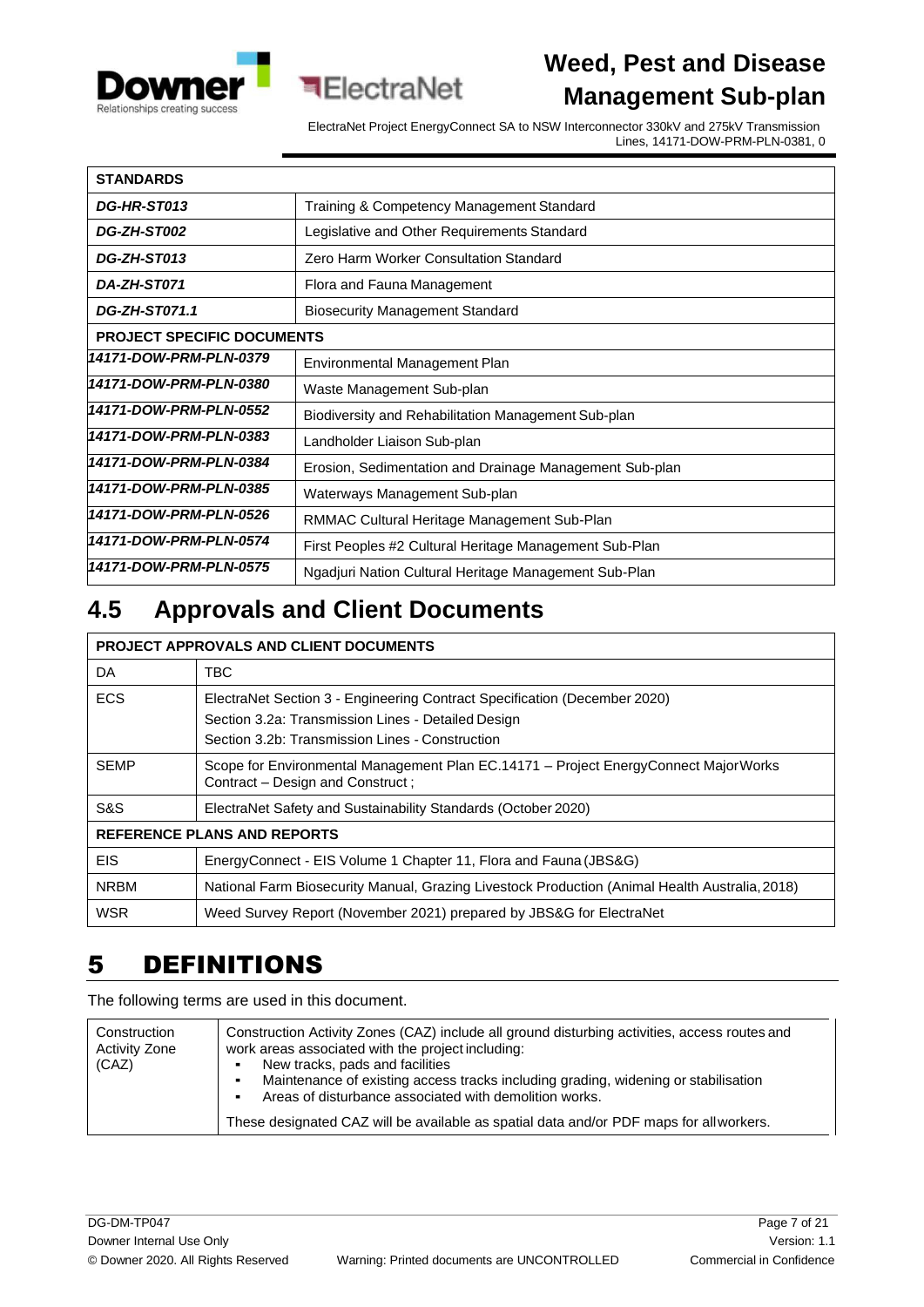| STANDARDS | |
|---|---|
| ***DG-HR-ST013*** | Training & Competency Management Standard |
| ***DG-ZH-ST002*** | Legislative and Other Requirements Standard |
| ***DG-ZH-ST013*** | Zero Harm Worker Consultation Standard |
| ***DA-ZH-ST071*** | Flora and Fauna Management |
| ***DG-ZH-ST071.1*** | Biosecurity Management Standard |
| **PROJECT SPECIFIC DOCUMENTS** | |
| ***14171-DOW-PRM-PLN-0379*** | Environmental Management Plan |
| ***14171-DOW-PRM-PLN-0380*** | Waste Management Sub-plan |
| ***14171-DOW-PRM-PLN-0552*** | Biodiversity and Rehabilitation Management Sub-plan |
| ***14171-DOW-PRM-PLN-0383*** | Landholder Liaison Sub-plan |
| ***14171-DOW-PRM-PLN-0384*** | Erosion, Sedimentation and Drainage Management Sub-plan |
| ***14171-DOW-PRM-PLN-0385*** | Waterways Management Sub-plan |
| ***14171-DOW-PRM-PLN-0526*** | RMMAC Cultural Heritage Management Sub-Plan |
| ***14171-DOW-PRM-PLN-0574*** | First Peoples #2 Cultural Heritage Management Sub-Plan |
| ***14171-DOW-PRM-PLN-0575*** | Ngadjuri Nation Cultural Heritage Management Sub-Plan |

## 4.5 Approvals and Client Documents

| PROJECT APPROVALS AND CLIENT DOCUMENTS | |
|---|---|
| DA | TBC |
| ECS | ElectraNet Section 3 - Engineering Contract Specification (December 2020)<br>Section 3.2a: Transmission Lines - Detailed Design<br>Section 3.2b: Transmission Lines - Construction |
| SEMP | Scope for Environmental Management Plan EC.14171 – Project EnergyConnect Major Works Contract – Design and Construct ; |
| S&S | ElectraNet Safety and Sustainability Standards (October 2020) |
| **REFERENCE PLANS AND REPORTS** | |
| EIS | EnergyConnect - EIS Volume 1 Chapter 11, Flora and Fauna (JBS&G) |
| NRBM | National Farm Biosecurity Manual, Grazing Livestock Production (Animal Health Australia, 2018) |
| WSR | Weed Survey Report (November 2021) prepared by JBS&G for ElectraNet |

# 5 DEFINITIONS

The following terms are used in this document.

| Term | Definition |
|---|---|
| Construction Activity Zone (CAZ) | Construction Activity Zones (CAZ) include all ground disturbing activities, access routes and work areas associated with the project including:<br>▪ New tracks, pads and facilities<br>▪ Maintenance of existing access tracks including grading, widening or stabilisation<br>▪ Areas of disturbance associated with demolition works.<br>These designated CAZ will be available as spatial data and/or PDF maps for all workers. |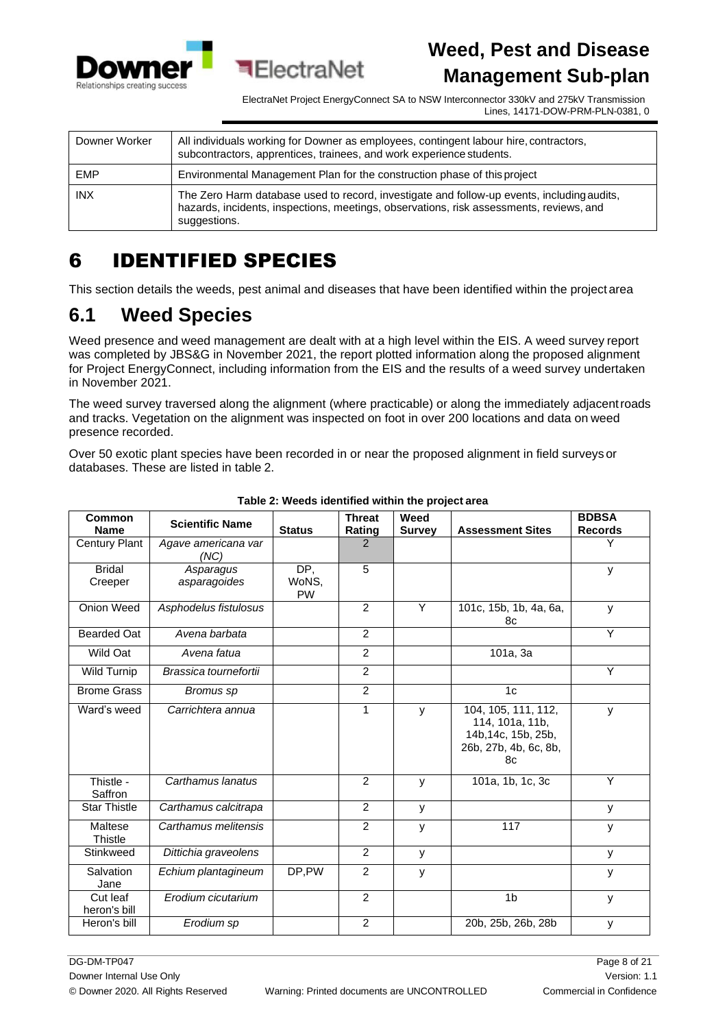| Downer Worker | All individuals working for Downer as employees, contingent labour hire, contractors, subcontractors, apprentices, trainees, and work experience students. |
|---|---|
| EMP | Environmental Management Plan for the construction phase of this project |
| INX | The Zero Harm database used to record, investigate and follow-up events, including audits, hazards, incidents, inspections, meetings, observations, risk assessments, reviews, and suggestions. |

# 6 IDENTIFIED SPECIES

This section details the weeds, pest animal and diseases that have been identified within the project area

## 6.1 Weed Species

Weed presence and weed management are dealt with at a high level within the EIS. A weed survey report was completed by JBS&G in November 2021, the report plotted information along the proposed alignment for Project EnergyConnect, including information from the EIS and the results of a weed survey undertaken in November 2021.

The weed survey traversed along the alignment (where practicable) or along the immediately adjacent roads and tracks. Vegetation on the alignment was inspected on foot in over 200 locations and data on weed presence recorded.

Over 50 exotic plant species have been recorded in or near the proposed alignment in field surveys or databases. These are listed in table 2.

**Table 2: Weeds identified within the project area**

| Common Name | Scientific Name | Status | Threat Rating | Weed Survey | Assessment Sites | BDBSA Records |
|---|---|---|---|---|---|---|
| Century Plant | *Agave americana var (NC)* | | 2 | | | Y |
| Bridal Creeper | *Asparagus asparagoides* | DP, WoNS, PW | 5 | | | y |
| Onion Weed | *Asphodelus fistulosus* | | 2 | Y | 101c, 15b, 1b, 4a, 6a, 8c | y |
| Bearded Oat | *Avena barbata* | | 2 | | | Y |
| Wild Oat | *Avena fatua* | | 2 | | 101a, 3a | |
| Wild Turnip | *Brassica tournefortii* | | 2 | | | Y |
| Brome Grass | *Bromus sp* | | 2 | | 1c | |
| Ward's weed | *Carrichtera annua* | | 1 | y | 104, 105, 111, 112, 114, 101a, 11b, 14b,14c, 15b, 25b, 26b, 27b, 4b, 6c, 8b, 8c | y |
| Thistle - Saffron | *Carthamus lanatus* | | 2 | y | 101a, 1b, 1c, 3c | Y |
| Star Thistle | *Carthamus calcitrapa* | | 2 | y | | y |
| Maltese Thistle | *Carthamus melitensis* | | 2 | y | 117 | y |
| Stinkweed | *Dittichia graveolens* | | 2 | y | | y |
| Salvation Jane | *Echium plantagineum* | DP,PW | 2 | y | | y |
| Cut leaf heron's bill | *Erodium cicutarium* | | 2 | | 1b | y |
| Heron's bill | *Erodium sp* | | 2 | | 20b, 25b, 26b, 28b | y |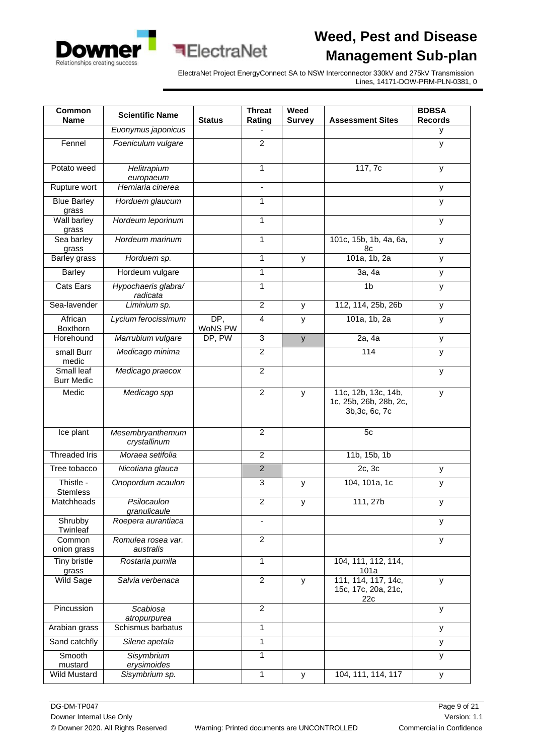| Common Name | Scientific Name | Status | Threat Rating | Weed Survey | Assessment Sites | BDBSA Records |
|---|---|---|---|---|---|---|
| | *Euonymus japonicus* | | - | | | y |
| Fennel | *Foeniculum vulgare* | | 2 | | | y |
| Potato weed | *Helitrapium europaeum* | | 1 | | 117, 7c | y |
| Rupture wort | *Herniaria cinerea* | | - | | | y |
| Blue Barley grass | *Horduem glaucum* | | 1 | | | y |
| Wall barley grass | *Hordeum leporinum* | | 1 | | | y |
| Sea barley grass | *Hordeum marinum* | | 1 | | 101c, 15b, 1b, 4a, 6a, 8c | y |
| Barley grass | *Horduem sp.* | | 1 | y | 101a, 1b, 2a | y |
| Barley | Hordeum vulgare | | 1 | | 3a, 4a | y |
| Cats Ears | *Hypochaeris glabra/ radicata* | | 1 | | 1b | y |
| Sea-lavender | *Liminium sp.* | | 2 | y | 112, 114, 25b, 26b | y |
| African Boxthorn | *Lycium ferocissimum* | DP, WoNS PW | 4 | y | 101a, 1b, 2a | y |
| Horehound | *Marrubium vulgare* | DP, PW | 3 | y | 2a, 4a | y |
| small Burr medic | *Medicago minima* | | 2 | | 114 | y |
| Small leaf Burr Medic | *Medicago praecox* | | 2 | | | y |
| Medic | *Medicago spp* | | 2 | y | 11c, 12b, 13c, 14b, 1c, 25b, 26b, 28b, 2c, 3b,3c, 6c, 7c | y |
| Ice plant | *Mesembryanthemum crystallinum* | | 2 | | 5c | |
| Threaded Iris | *Moraea setifolia* | | 2 | | 11b, 15b, 1b | |
| Tree tobacco | *Nicotiana glauca* | | 2 | | 2c, 3c | y |
| Thistle - Stemless | *Onopordum acaulon* | | 3 | y | 104, 101a, 1c | y |
| Matchheads | *Psilocaulon granulicaule* | | 2 | y | 111, 27b | y |
| Shrubby Twinleaf | *Roepera aurantiaca* | | - | | | y |
| Common onion grass | *Romulea rosea var. australis* | | 2 | | | y |
| Tiny bristle grass | *Rostaria pumila* | | 1 | | 104, 111, 112, 114, 101a | |
| Wild Sage | *Salvia verbenaca* | | 2 | y | 111, 114, 117, 14c, 15c, 17c, 20a, 21c, 22c | y |
| Pincussion | *Scabiosa atropurpurea* | | 2 | | | y |
| Arabian grass | Schismus barbatus | | 1 | | | y |
| Sand catchfly | *Silene apetala* | | 1 | | | y |
| Smooth mustard | *Sisymbrium erysimoides* | | 1 | | | y |
| Wild Mustard | *Sisymbrium sp.* | | 1 | y | 104, 111, 114, 117 | y |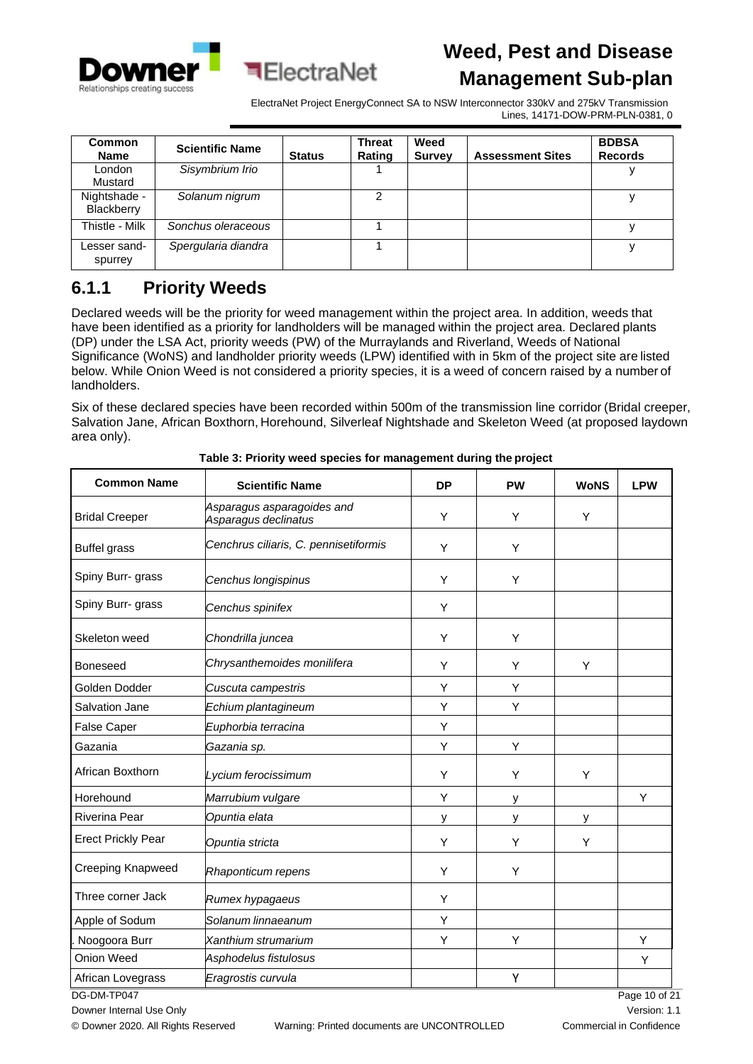| Common Name | Scientific Name | Status | Threat Rating | Weed Survey | Assessment Sites | BDBSA Records |
|---|---|---|---|---|---|---|
| London Mustard | *Sisymbrium Irio* | | 1 | | | y |
| Nightshade - Blackberry | *Solanum nigrum* | | 2 | | | y |
| Thistle - Milk | *Sonchus oleraceous* | | 1 | | | y |
| Lesser sand-spurrey | *Spergularia diandra* | | 1 | | | y |

## 6.1.1 Priority Weeds

Declared weeds will be the priority for weed management within the project area. In addition, weeds that have been identified as a priority for landholders will be managed within the project area. Declared plants (DP) under the LSA Act, priority weeds (PW) of the Murraylands and Riverland, Weeds of National Significance (WoNS) and landholder priority weeds (LPW) identified with in 5km of the project site are listed below. While Onion Weed is not considered a priority species, it is a weed of concern raised by a number of landholders.

Six of these declared species have been recorded within 500m of the transmission line corridor (Bridal creeper, Salvation Jane, African Boxthorn, Horehound, Silverleaf Nightshade and Skeleton Weed (at proposed laydown area only).

**Table 3: Priority weed species for management during the project**

| Common Name | Scientific Name | DP | PW | WoNS | LPW |
|---|---|---|---|---|---|
| Bridal Creeper | *Asparagus asparagoides and Asparagus declinatus* | Y | Y | Y | |
| Buffel grass | *Cenchrus ciliaris, C. pennisetiformis* | Y | Y | | |
| Spiny Burr- grass | *Cenchus longispinus* | Y | Y | | |
| Spiny Burr- grass | *Cenchus spinifex* | Y | | | |
| Skeleton weed | *Chondrilla juncea* | Y | Y | | |
| Boneseed | *Chrysanthemoides monilifera* | Y | Y | Y | |
| Golden Dodder | *Cuscuta campestris* | Y | Y | | |
| Salvation Jane | *Echium plantagineum* | Y | Y | | |
| False Caper | *Euphorbia terracina* | Y | | | |
| Gazania | *Gazania sp.* | Y | Y | | |
| African Boxthorn | *Lycium ferocissimum* | Y | Y | Y | |
| Horehound | *Marrubium vulgare* | Y | y | | Y |
| Riverina Pear | *Opuntia elata* | y | y | y | |
| Erect Prickly Pear | *Opuntia stricta* | Y | Y | Y | |
| Creeping Knapweed | *Rhaponticum repens* | Y | Y | | |
| Three corner Jack | *Rumex hypagaeus* | Y | | | |
| Apple of Sodum | *Solanum linnaeanum* | Y | | | |
| . Noogoora Burr | *Xanthium strumarium* | Y | Y | | Y |
| Onion Weed | *Asphodelus fistulosus* | | | | Y |
| African Lovegrass | *Eragrostis curvula* | | Y | | |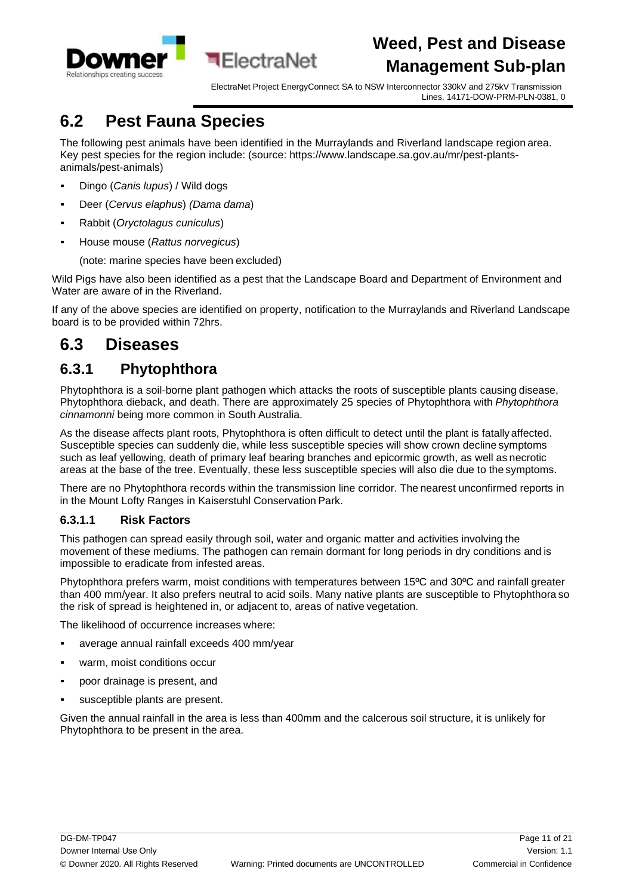## 6.2 Pest Fauna Species

The following pest animals have been identified in the Murraylands and Riverland landscape region area. Key pest species for the region include: (source: https://www.landscape.sa.gov.au/mr/pest-plants-animals/pest-animals)

- Dingo (*Canis lupus*) / Wild dogs
- Deer (*Cervus elaphus*) *(Dama dama*)
- Rabbit (*Oryctolagus cuniculus*)
- House mouse (*Rattus norvegicus*)

  (note: marine species have been excluded)

Wild Pigs have also been identified as a pest that the Landscape Board and Department of Environment and Water are aware of in the Riverland.

If any of the above species are identified on property, notification to the Murraylands and Riverland Landscape board is to be provided within 72hrs.

## 6.3 Diseases

### 6.3.1 Phytophthora

Phytophthora is a soil-borne plant pathogen which attacks the roots of susceptible plants causing disease, Phytophthora dieback, and death. There are approximately 25 species of Phytophthora with *Phytophthora cinnamonni* being more common in South Australia.

As the disease affects plant roots, Phytophthora is often difficult to detect until the plant is fatally affected. Susceptible species can suddenly die, while less susceptible species will show crown decline symptoms such as leaf yellowing, death of primary leaf bearing branches and epicormic growth, as well as necrotic areas at the base of the tree. Eventually, these less susceptible species will also die due to the symptoms.

There are no Phytophthora records within the transmission line corridor. The nearest unconfirmed reports in in the Mount Lofty Ranges in Kaiserstuhl Conservation Park.

#### 6.3.1.1 Risk Factors

This pathogen can spread easily through soil, water and organic matter and activities involving the movement of these mediums. The pathogen can remain dormant for long periods in dry conditions and is impossible to eradicate from infested areas.

Phytophthora prefers warm, moist conditions with temperatures between 15ºC and 30ºC and rainfall greater than 400 mm/year. It also prefers neutral to acid soils. Many native plants are susceptible to Phytophthora so the risk of spread is heightened in, or adjacent to, areas of native vegetation.

The likelihood of occurrence increases where:

- average annual rainfall exceeds 400 mm/year
- warm, moist conditions occur
- poor drainage is present, and
- susceptible plants are present.

Given the annual rainfall in the area is less than 400mm and the calcerous soil structure, it is unlikely for Phytophthora to be present in the area.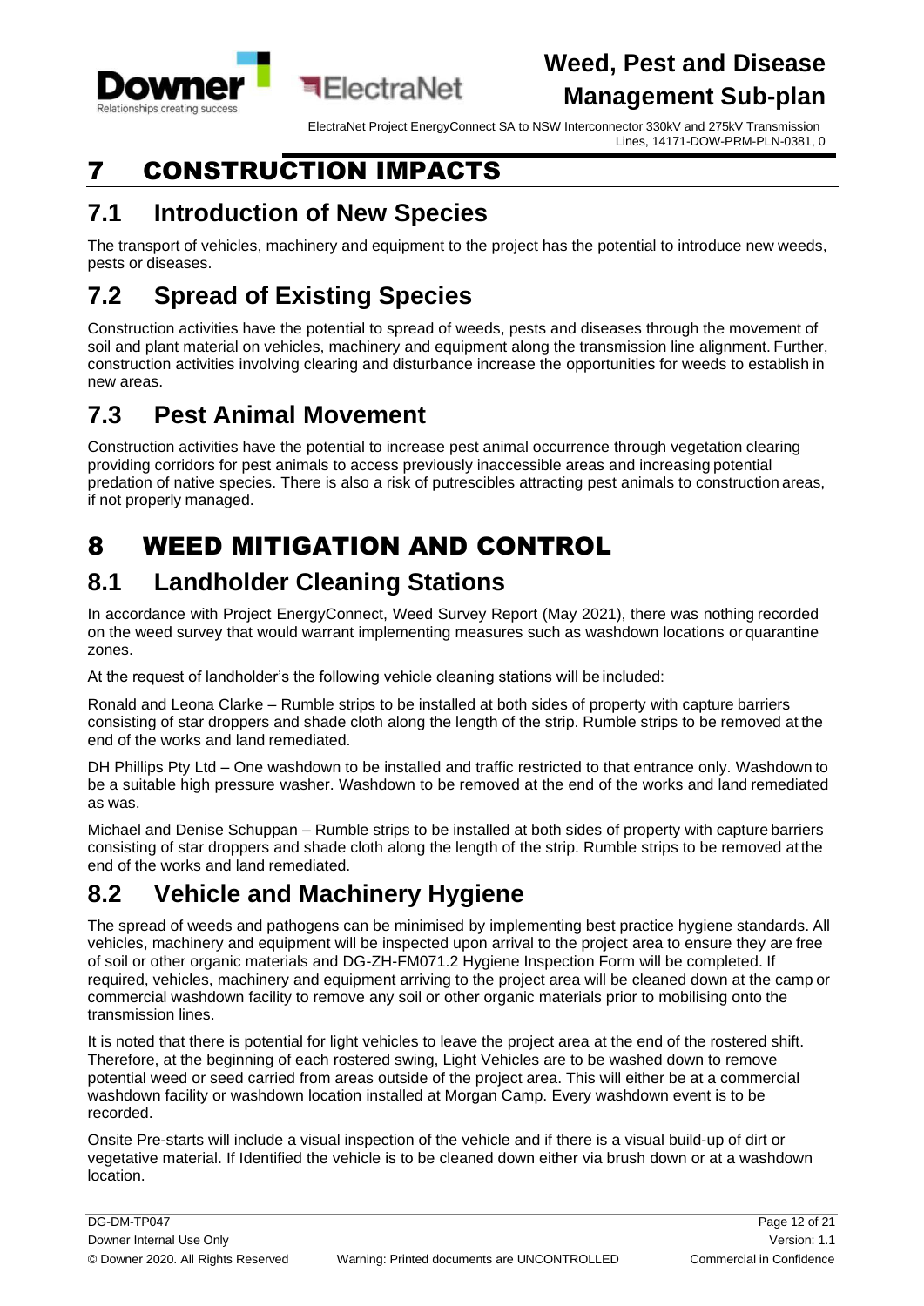# 7 CONSTRUCTION IMPACTS

## 7.1 Introduction of New Species

The transport of vehicles, machinery and equipment to the project has the potential to introduce new weeds, pests or diseases.

## 7.2 Spread of Existing Species

Construction activities have the potential to spread of weeds, pests and diseases through the movement of soil and plant material on vehicles, machinery and equipment along the transmission line alignment. Further, construction activities involving clearing and disturbance increase the opportunities for weeds to establish in new areas.

## 7.3 Pest Animal Movement

Construction activities have the potential to increase pest animal occurrence through vegetation clearing providing corridors for pest animals to access previously inaccessible areas and increasing potential predation of native species. There is also a risk of putrescibles attracting pest animals to construction areas, if not properly managed.

# 8 WEED MITIGATION AND CONTROL

## 8.1 Landholder Cleaning Stations

In accordance with Project EnergyConnect, Weed Survey Report (May 2021), there was nothing recorded on the weed survey that would warrant implementing measures such as washdown locations or quarantine zones.

At the request of landholder's the following vehicle cleaning stations will be included:

Ronald and Leona Clarke – Rumble strips to be installed at both sides of property with capture barriers consisting of star droppers and shade cloth along the length of the strip. Rumble strips to be removed at the end of the works and land remediated.

DH Phillips Pty Ltd – One washdown to be installed and traffic restricted to that entrance only. Washdown to be a suitable high pressure washer. Washdown to be removed at the end of the works and land remediated as was.

Michael and Denise Schuppan – Rumble strips to be installed at both sides of property with capture barriers consisting of star droppers and shade cloth along the length of the strip. Rumble strips to be removed at the end of the works and land remediated.

## 8.2 Vehicle and Machinery Hygiene

The spread of weeds and pathogens can be minimised by implementing best practice hygiene standards. All vehicles, machinery and equipment will be inspected upon arrival to the project area to ensure they are free of soil or other organic materials and DG-ZH-FM071.2 Hygiene Inspection Form will be completed. If required, vehicles, machinery and equipment arriving to the project area will be cleaned down at the camp or commercial washdown facility to remove any soil or other organic materials prior to mobilising onto the transmission lines.

It is noted that there is potential for light vehicles to leave the project area at the end of the rostered shift. Therefore, at the beginning of each rostered swing, Light Vehicles are to be washed down to remove potential weed or seed carried from areas outside of the project area. This will either be at a commercial washdown facility or washdown location installed at Morgan Camp. Every washdown event is to be recorded.

Onsite Pre-starts will include a visual inspection of the vehicle and if there is a visual build-up of dirt or vegetative material. If Identified the vehicle is to be cleaned down either via brush down or at a washdown location.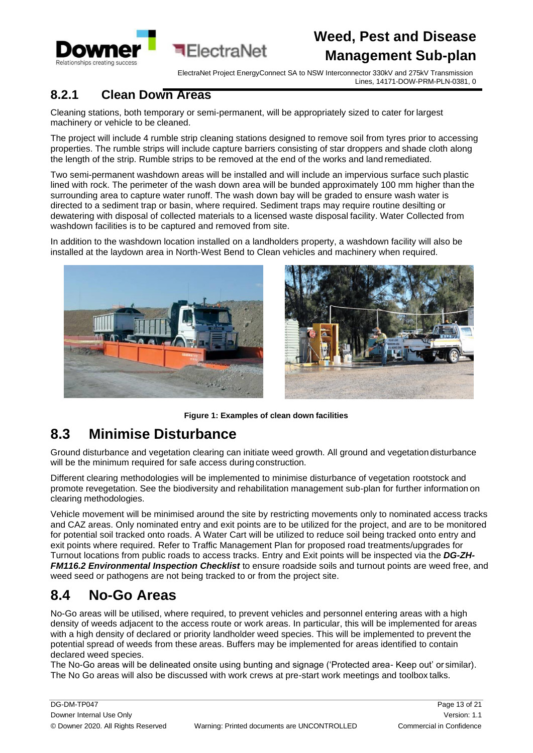### 8.2.1 Clean Down Areas

Cleaning stations, both temporary or semi-permanent, will be appropriately sized to cater for largest machinery or vehicle to be cleaned.

The project will include 4 rumble strip cleaning stations designed to remove soil from tyres prior to accessing properties. The rumble strips will include capture barriers consisting of star droppers and shade cloth along the length of the strip. Rumble strips to be removed at the end of the works and land remediated.

Two semi-permanent washdown areas will be installed and will include an impervious surface such plastic lined with rock. The perimeter of the wash down area will be bunded approximately 100 mm higher than the surrounding area to capture water runoff. The wash down bay will be graded to ensure wash water is directed to a sediment trap or basin, where required. Sediment traps may require routine desilting or dewatering with disposal of collected materials to a licensed waste disposal facility. Water Collected from washdown facilities is to be captured and removed from site.

In addition to the washdown location installed on a landholders property, a washdown facility will also be installed at the laydown area in North-West Bend to Clean vehicles and machinery when required.

**Figure 1: Examples of clean down facilities**

## 8.3 Minimise Disturbance

Ground disturbance and vegetation clearing can initiate weed growth. All ground and vegetation disturbance will be the minimum required for safe access during construction.

Different clearing methodologies will be implemented to minimise disturbance of vegetation rootstock and promote revegetation. See the biodiversity and rehabilitation management sub-plan for further information on clearing methodologies.

Vehicle movement will be minimised around the site by restricting movements only to nominated access tracks and CAZ areas. Only nominated entry and exit points are to be utilized for the project, and are to be monitored for potential soil tracked onto roads. A Water Cart will be utilized to reduce soil being tracked onto entry and exit points where required. Refer to Traffic Management Plan for proposed road treatments/upgrades for Turnout locations from public roads to access tracks. Entry and Exit points will be inspected via the ***DG-ZH-FM116.2 Environmental Inspection Checklist*** to ensure roadside soils and turnout points are weed free, and weed seed or pathogens are not being tracked to or from the project site.

## 8.4 No-Go Areas

No-Go areas will be utilised, where required, to prevent vehicles and personnel entering areas with a high density of weeds adjacent to the access route or work areas. In particular, this will be implemented for areas with a high density of declared or priority landholder weed species. This will be implemented to prevent the potential spread of weeds from these areas. Buffers may be implemented for areas identified to contain declared weed species.

The No-Go areas will be delineated onsite using bunting and signage ('Protected area- Keep out' or similar). The No Go areas will also be discussed with work crews at pre-start work meetings and toolbox talks.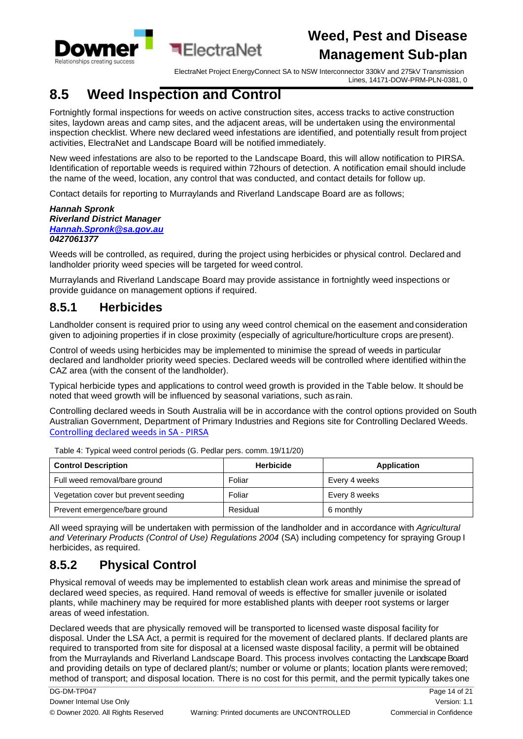## 8.5 Weed Inspection and Control

Fortnightly formal inspections for weeds on active construction sites, access tracks to active construction sites, laydown areas and camp sites, and the adjacent areas, will be undertaken using the environmental inspection checklist. Where new declared weed infestations are identified, and potentially result from project activities, ElectraNet and Landscape Board will be notified immediately.

New weed infestations are also to be reported to the Landscape Board, this will allow notification to PIRSA. Identification of reportable weeds is required within 72hours of detection. A notification email should include the name of the weed, location, any control that was conducted, and contact details for follow up.

Contact details for reporting to Murraylands and Riverland Landscape Board are as follows;

***Hannah Spronk***
***Riverland District Manager***
***Hannah.Spronk@sa.gov.au***
***0427061377***

Weeds will be controlled, as required, during the project using herbicides or physical control. Declared and landholder priority weed species will be targeted for weed control.

Murraylands and Riverland Landscape Board may provide assistance in fortnightly weed inspections or provide guidance on management options if required.

### 8.5.1 Herbicides

Landholder consent is required prior to using any weed control chemical on the easement and consideration given to adjoining properties if in close proximity (especially of agriculture/horticulture crops are present).

Control of weeds using herbicides may be implemented to minimise the spread of weeds in particular declared and landholder priority weed species. Declared weeds will be controlled where identified within the CAZ area (with the consent of the landholder).

Typical herbicide types and applications to control weed growth is provided in the Table below. It should be noted that weed growth will be influenced by seasonal variations, such as rain.

Controlling declared weeds in South Australia will be in accordance with the control options provided on South Australian Government, Department of Primary Industries and Regions site for Controlling Declared Weeds. Controlling declared weeds in SA - PIRSA

Table 4: Typical weed control periods (G. Pedlar pers. comm. 19/11/20)

| Control Description | Herbicide | Application |
|---|---|---|
| Full weed removal/bare ground | Foliar | Every 4 weeks |
| Vegetation cover but prevent seeding | Foliar | Every 8 weeks |
| Prevent emergence/bare ground | Residual | 6 monthly |

All weed spraying will be undertaken with permission of the landholder and in accordance with *Agricultural and Veterinary Products (Control of Use) Regulations 2004* (SA) including competency for spraying Group I herbicides, as required.

### 8.5.2 Physical Control

Physical removal of weeds may be implemented to establish clean work areas and minimise the spread of declared weed species, as required. Hand removal of weeds is effective for smaller juvenile or isolated plants, while machinery may be required for more established plants with deeper root systems or larger areas of weed infestation.

Declared weeds that are physically removed will be transported to licensed waste disposal facility for disposal. Under the LSA Act, a permit is required for the movement of declared plants. If declared plants are required to transported from site for disposal at a licensed waste disposal facility, a permit will be obtained from the Murraylands and Riverland Landscape Board. This process involves contacting the Landscape Board and providing details on type of declared plant/s; number or volume or plants; location plants were removed; method of transport; and disposal location. There is no cost for this permit, and the permit typically takes one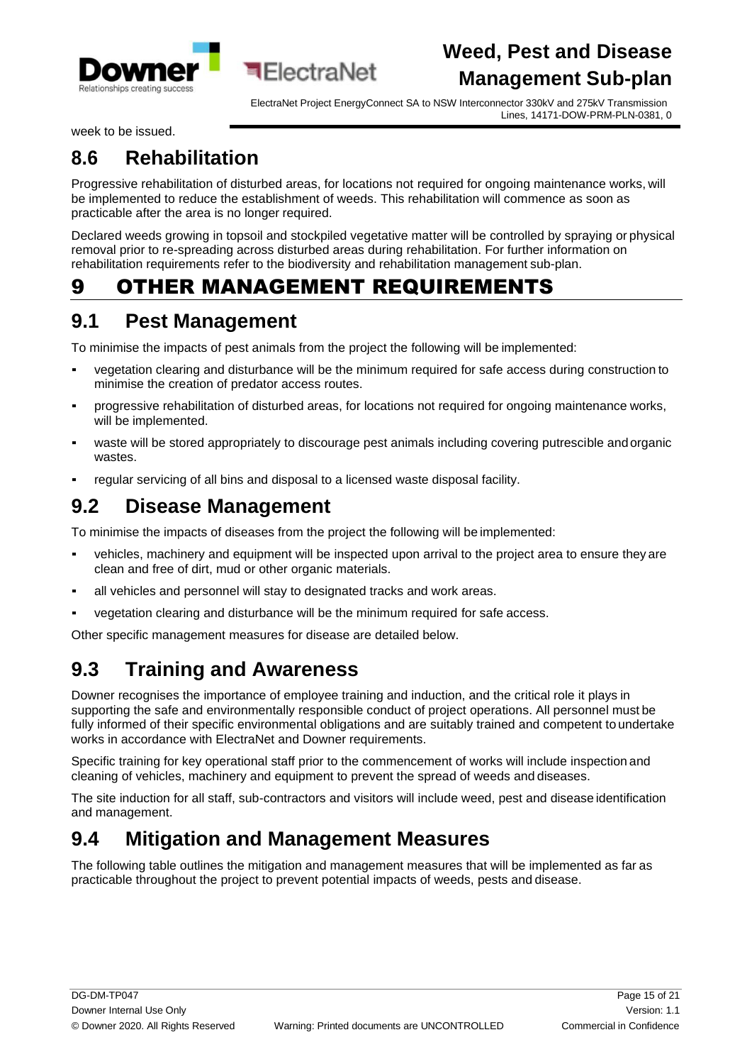week to be issued.

## 8.6 Rehabilitation

Progressive rehabilitation of disturbed areas, for locations not required for ongoing maintenance works, will be implemented to reduce the establishment of weeds. This rehabilitation will commence as soon as practicable after the area is no longer required.

Declared weeds growing in topsoil and stockpiled vegetative matter will be controlled by spraying or physical removal prior to re-spreading across disturbed areas during rehabilitation. For further information on rehabilitation requirements refer to the biodiversity and rehabilitation management sub-plan.

# 9 OTHER MANAGEMENT REQUIREMENTS

## 9.1 Pest Management

To minimise the impacts of pest animals from the project the following will be implemented:

- vegetation clearing and disturbance will be the minimum required for safe access during construction to minimise the creation of predator access routes.
- progressive rehabilitation of disturbed areas, for locations not required for ongoing maintenance works, will be implemented.
- waste will be stored appropriately to discourage pest animals including covering putrescible and organic wastes.
- regular servicing of all bins and disposal to a licensed waste disposal facility.

## 9.2 Disease Management

To minimise the impacts of diseases from the project the following will be implemented:

- vehicles, machinery and equipment will be inspected upon arrival to the project area to ensure they are clean and free of dirt, mud or other organic materials.
- all vehicles and personnel will stay to designated tracks and work areas.
- vegetation clearing and disturbance will be the minimum required for safe access.

Other specific management measures for disease are detailed below.

## 9.3 Training and Awareness

Downer recognises the importance of employee training and induction, and the critical role it plays in supporting the safe and environmentally responsible conduct of project operations. All personnel must be fully informed of their specific environmental obligations and are suitably trained and competent to undertake works in accordance with ElectraNet and Downer requirements.

Specific training for key operational staff prior to the commencement of works will include inspection and cleaning of vehicles, machinery and equipment to prevent the spread of weeds and diseases.

The site induction for all staff, sub-contractors and visitors will include weed, pest and disease identification and management.

## 9.4 Mitigation and Management Measures

The following table outlines the mitigation and management measures that will be implemented as far as practicable throughout the project to prevent potential impacts of weeds, pests and disease.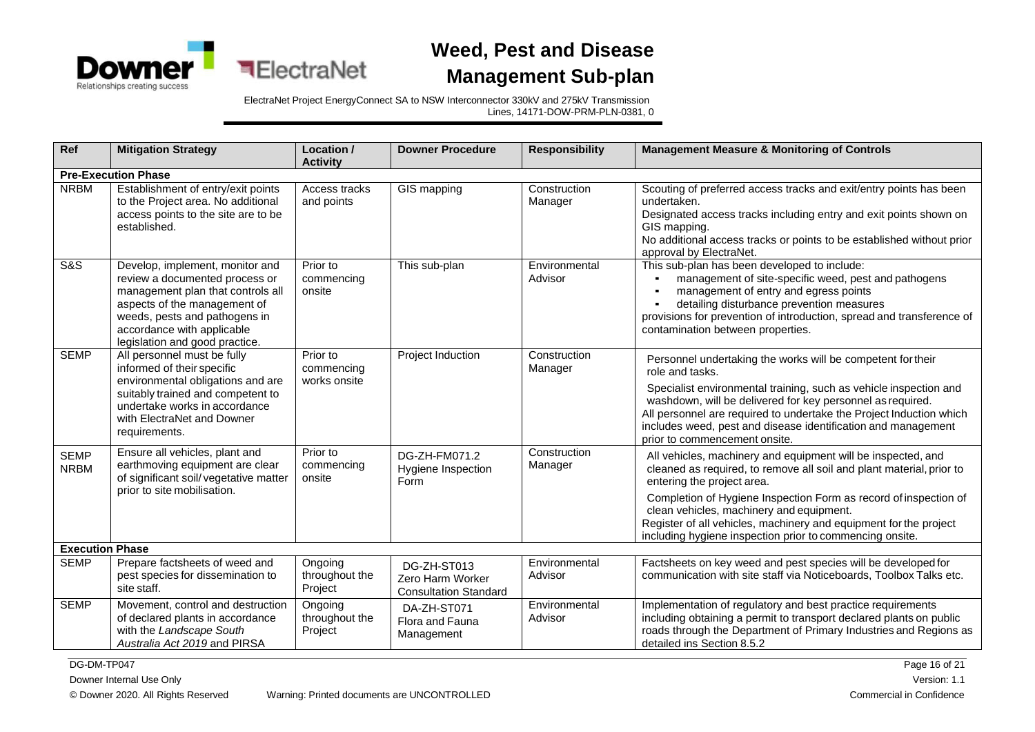| Ref | Mitigation Strategy | Location / Activity | Downer Procedure | Responsibility | Management Measure & Monitoring of Controls |
|---|---|---|---|---|---|
| **Pre-Execution Phase** | | | | | |
| NRBM | Establishment of entry/exit points to the Project area. No additional access points to the site are to be established. | Access tracks and points | GIS mapping | Construction Manager | Scouting of preferred access tracks and exit/entry points has been undertaken.<br>Designated access tracks including entry and exit points shown on GIS mapping.<br>No additional access tracks or points to be established without prior approval by ElectraNet. |
| S&S | Develop, implement, monitor and review a documented process or management plan that controls all aspects of the management of weeds, pests and pathogens in accordance with applicable legislation and good practice. | Prior to commencing onsite | This sub-plan | Environmental Advisor | This sub-plan has been developed to include:<br>▪ management of site-specific weed, pest and pathogens<br>▪ management of entry and egress points<br>▪ detailing disturbance prevention measures<br>provisions for prevention of introduction, spread and transference of contamination between properties. |
| SEMP | All personnel must be fully informed of their specific environmental obligations and are suitably trained and competent to undertake works in accordance with ElectraNet and Downer requirements. | Prior to commencing works onsite | Project Induction | Construction Manager | Personnel undertaking the works will be competent for their role and tasks.<br>Specialist environmental training, such as vehicle inspection and washdown, will be delivered for key personnel as required.<br>All personnel are required to undertake the Project Induction which includes weed, pest and disease identification and management prior to commencement onsite. |
| SEMP<br>NRBM | Ensure all vehicles, plant and earthmoving equipment are clear of significant soil/ vegetative matter prior to site mobilisation. | Prior to commencing onsite | DG-ZH-FM071.2 Hygiene Inspection Form | Construction Manager | All vehicles, machinery and equipment will be inspected, and cleaned as required, to remove all soil and plant material, prior to entering the project area.<br>Completion of Hygiene Inspection Form as record of inspection of clean vehicles, machinery and equipment.<br>Register of all vehicles, machinery and equipment for the project including hygiene inspection prior to commencing onsite. |
| **Execution Phase** | | | | | |
| SEMP | Prepare factsheets of weed and pest species for dissemination to site staff. | Ongoing throughout the Project | DG-ZH-ST013 Zero Harm Worker Consultation Standard | Environmental Advisor | Factsheets on key weed and pest species will be developed for communication with site staff via Noticeboards, Toolbox Talks etc. |
| SEMP | Movement, control and destruction of declared plants in accordance with the *Landscape South Australia Act 2019* and PIRSA | Ongoing throughout the Project | DA-ZH-ST071 Flora and Fauna Management | Environmental Advisor | Implementation of regulatory and best practice requirements including obtaining a permit to transport declared plants on public roads through the Department of Primary Industries and Regions as detailed ins Section 8.5.2 |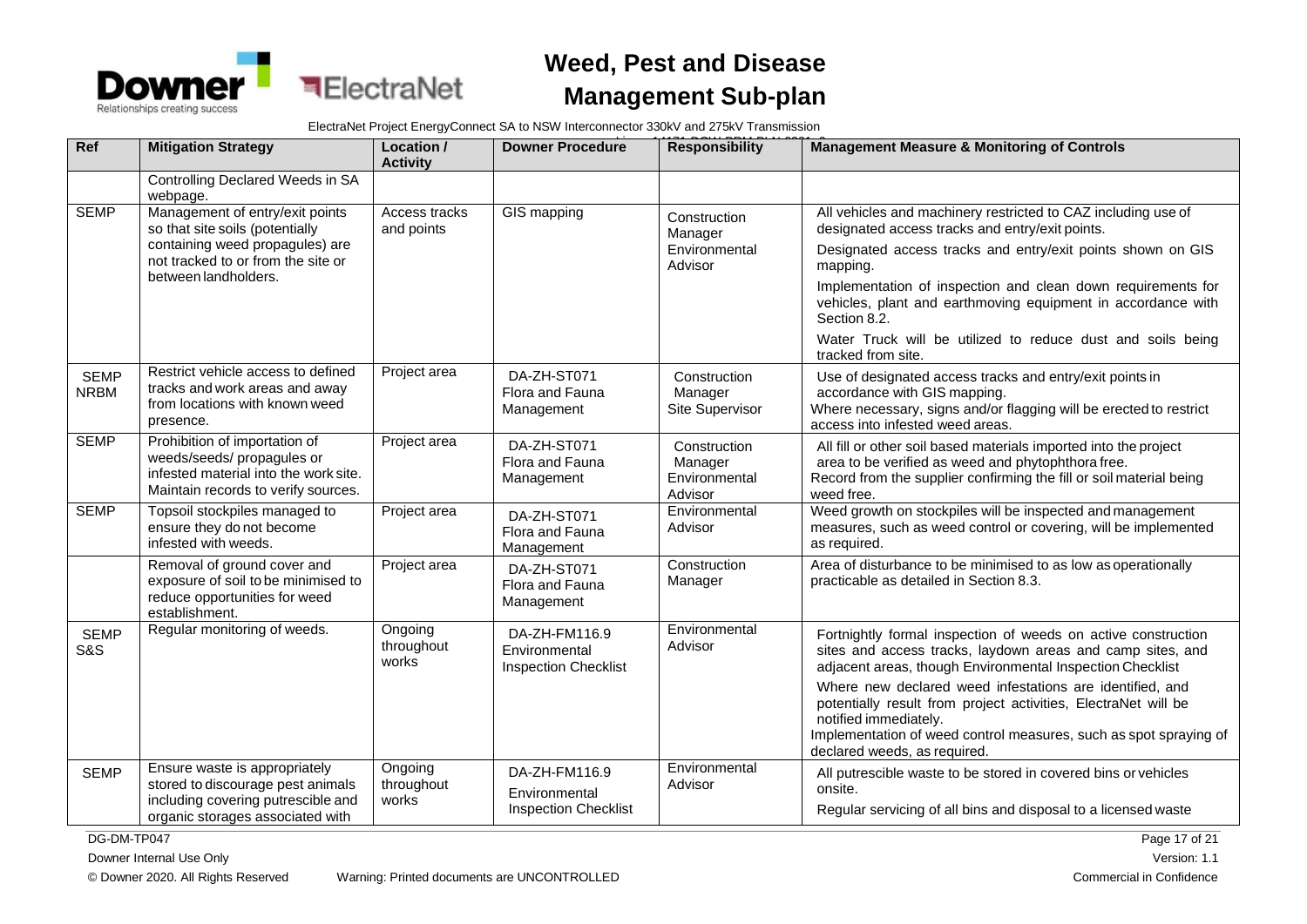| Ref | Mitigation Strategy | Location / Activity | Downer Procedure | Responsibility | Management Measure & Monitoring of Controls |
|---|---|---|---|---|---|
| | Controlling Declared Weeds in SA webpage. | | | | |
| SEMP | Management of entry/exit points so that site soils (potentially containing weed propagules) are not tracked to or from the site or between landholders. | Access tracks and points | GIS mapping | Construction Manager<br>Environmental Advisor | All vehicles and machinery restricted to CAZ including use of designated access tracks and entry/exit points.<br>Designated access tracks and entry/exit points shown on GIS mapping.<br>Implementation of inspection and clean down requirements for vehicles, plant and earthmoving equipment in accordance with Section 8.2.<br>Water Truck will be utilized to reduce dust and soils being tracked from site. |
| SEMP NRBM | Restrict vehicle access to defined tracks and work areas and away from locations with known weed presence. | Project area | DA-ZH-ST071 Flora and Fauna Management | Construction Manager<br>Site Supervisor | Use of designated access tracks and entry/exit points in accordance with GIS mapping.<br>Where necessary, signs and/or flagging will be erected to restrict access into infested weed areas. |
| SEMP | Prohibition of importation of weeds/seeds/ propagules or infested material into the work site. Maintain records to verify sources. | Project area | DA-ZH-ST071 Flora and Fauna Management | Construction Manager<br>Environmental Advisor | All fill or other soil based materials imported into the project area to be verified as weed and phytophthora free.<br>Record from the supplier confirming the fill or soil material being weed free. |
| SEMP | Topsoil stockpiles managed to ensure they do not become infested with weeds. | Project area | DA-ZH-ST071 Flora and Fauna Management | Environmental Advisor | Weed growth on stockpiles will be inspected and management measures, such as weed control or covering, will be implemented as required. |
| | Removal of ground cover and exposure of soil to be minimised to reduce opportunities for weed establishment. | Project area | DA-ZH-ST071 Flora and Fauna Management | Construction Manager | Area of disturbance to be minimised to as low as operationally practicable as detailed in Section 8.3. |
| SEMP S&S | Regular monitoring of weeds. | Ongoing throughout works | DA-ZH-FM116.9 Environmental Inspection Checklist | Environmental Advisor | Fortnightly formal inspection of weeds on active construction sites and access tracks, laydown areas and camp sites, and adjacent areas, though Environmental Inspection Checklist<br>Where new declared weed infestations are identified, and potentially result from project activities, ElectraNet will be notified immediately.<br>Implementation of weed control measures, such as spot spraying of declared weeds, as required. |
| SEMP | Ensure waste is appropriately stored to discourage pest animals including covering putrescible and organic storages associated with | Ongoing throughout works | DA-ZH-FM116.9 Environmental Inspection Checklist | Environmental Advisor | All putrescible waste to be stored in covered bins or vehicles onsite.<br>Regular servicing of all bins and disposal to a licensed waste |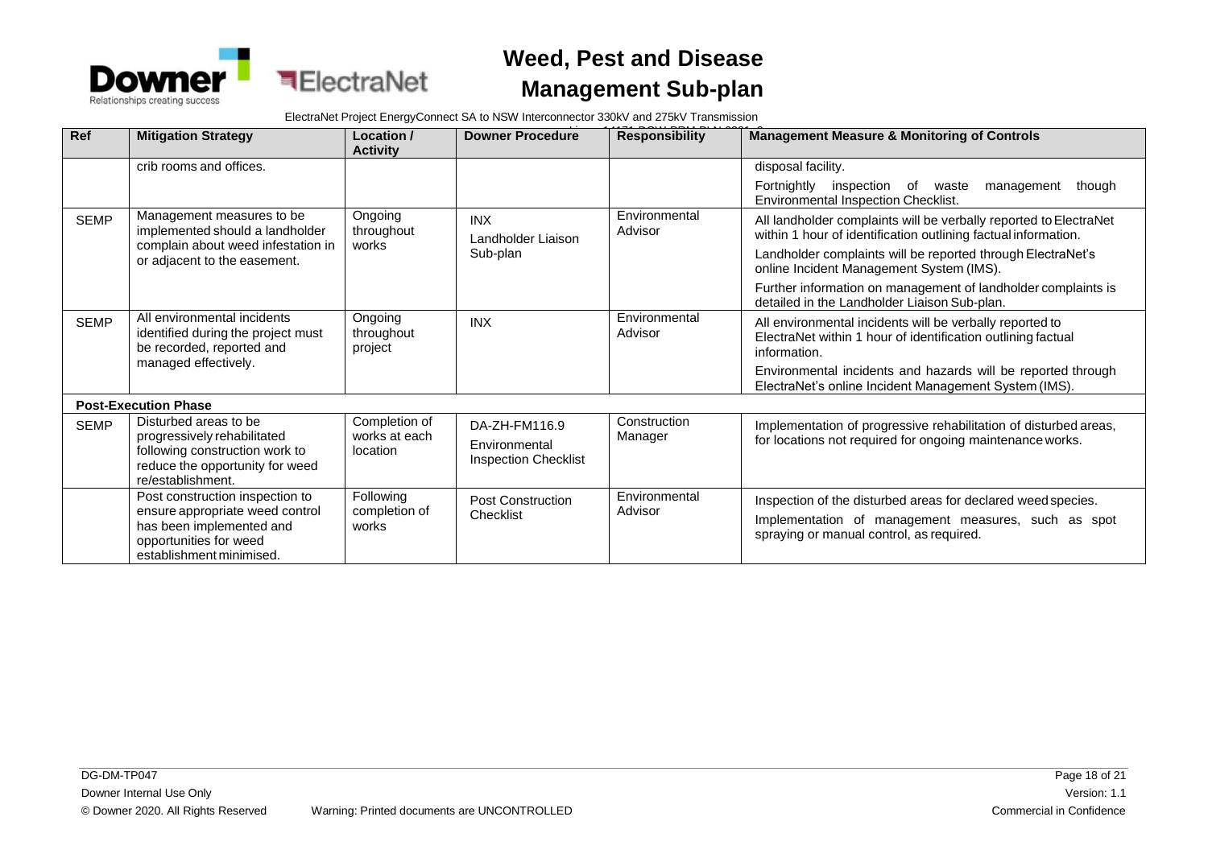| Ref | Mitigation Strategy | Location / Activity | Downer Procedure | Responsibility | Management Measure & Monitoring of Controls |
|---|---|---|---|---|---|
| | crib rooms and offices. | | | | disposal facility.<br>Fortnightly inspection of waste management though Environmental Inspection Checklist. |
| SEMP | Management measures to be implemented should a landholder complain about weed infestation in or adjacent to the easement. | Ongoing throughout works | INX<br>Landholder Liaison Sub-plan | Environmental Advisor | All landholder complaints will be verbally reported to ElectraNet within 1 hour of identification outlining factual information.<br>Landholder complaints will be reported through ElectraNet's online Incident Management System (IMS).<br>Further information on management of landholder complaints is detailed in the Landholder Liaison Sub-plan. |
| SEMP | All environmental incidents identified during the project must be recorded, reported and managed effectively. | Ongoing throughout project | INX | Environmental Advisor | All environmental incidents will be verbally reported to ElectraNet within 1 hour of identification outlining factual information.<br>Environmental incidents and hazards will be reported through ElectraNet's online Incident Management System (IMS). |
| **Post-Execution Phase** | | | | | |
| SEMP | Disturbed areas to be progressively rehabilitated following construction work to reduce the opportunity for weed re/establishment. | Completion of works at each location | DA-ZH-FM116.9<br>Environmental Inspection Checklist | Construction Manager | Implementation of progressive rehabilitation of disturbed areas, for locations not required for ongoing maintenance works. |
| | Post construction inspection to ensure appropriate weed control has been implemented and opportunities for weed establishment minimised. | Following completion of works | Post Construction Checklist | Environmental Advisor | Inspection of the disturbed areas for declared weed species.<br>Implementation of management measures, such as spot spraying or manual control, as required. |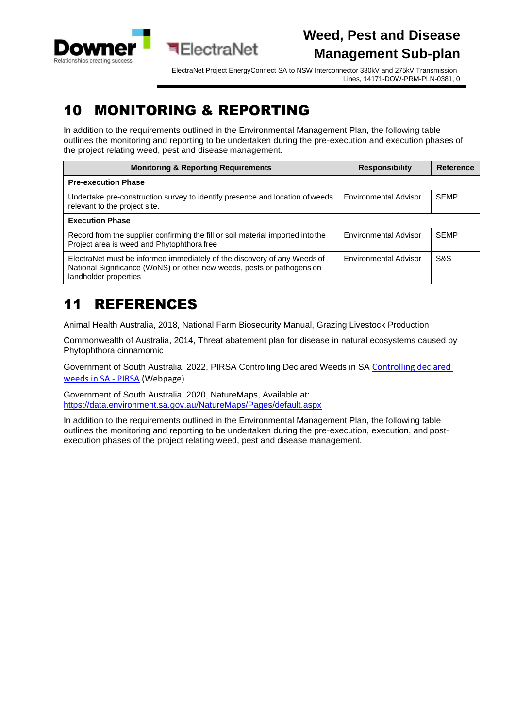# 10 MONITORING & REPORTING

In addition to the requirements outlined in the Environmental Management Plan, the following table outlines the monitoring and reporting to be undertaken during the pre-execution and execution phases of the project relating weed, pest and disease management.

| Monitoring & Reporting Requirements | Responsibility | Reference |
|---|---|---|
| **Pre-execution Phase** | | |
| Undertake pre-construction survey to identify presence and location of weeds relevant to the project site. | Environmental Advisor | SEMP |
| **Execution Phase** | | |
| Record from the supplier confirming the fill or soil material imported into the Project area is weed and Phytophthora free | Environmental Advisor | SEMP |
| ElectraNet must be informed immediately of the discovery of any Weeds of National Significance (WoNS) or other new weeds, pests or pathogens on landholder properties | Environmental Advisor | S&S |

# 11 REFERENCES

Animal Health Australia, 2018, National Farm Biosecurity Manual, Grazing Livestock Production

Commonwealth of Australia, 2014, Threat abatement plan for disease in natural ecosystems caused by Phytophthora cinnamomic

Government of South Australia, 2022, PIRSA Controlling Declared Weeds in SA [Controlling declared weeds in SA - PIRSA](Controlling declared weeds in SA - PIRSA) (Webpage)

Government of South Australia, 2020, NatureMaps, Available at: https://data.environment.sa.gov.au/NatureMaps/Pages/default.aspx

In addition to the requirements outlined in the Environmental Management Plan, the following table outlines the monitoring and reporting to be undertaken during the pre-execution, execution, and post-execution phases of the project relating weed, pest and disease management.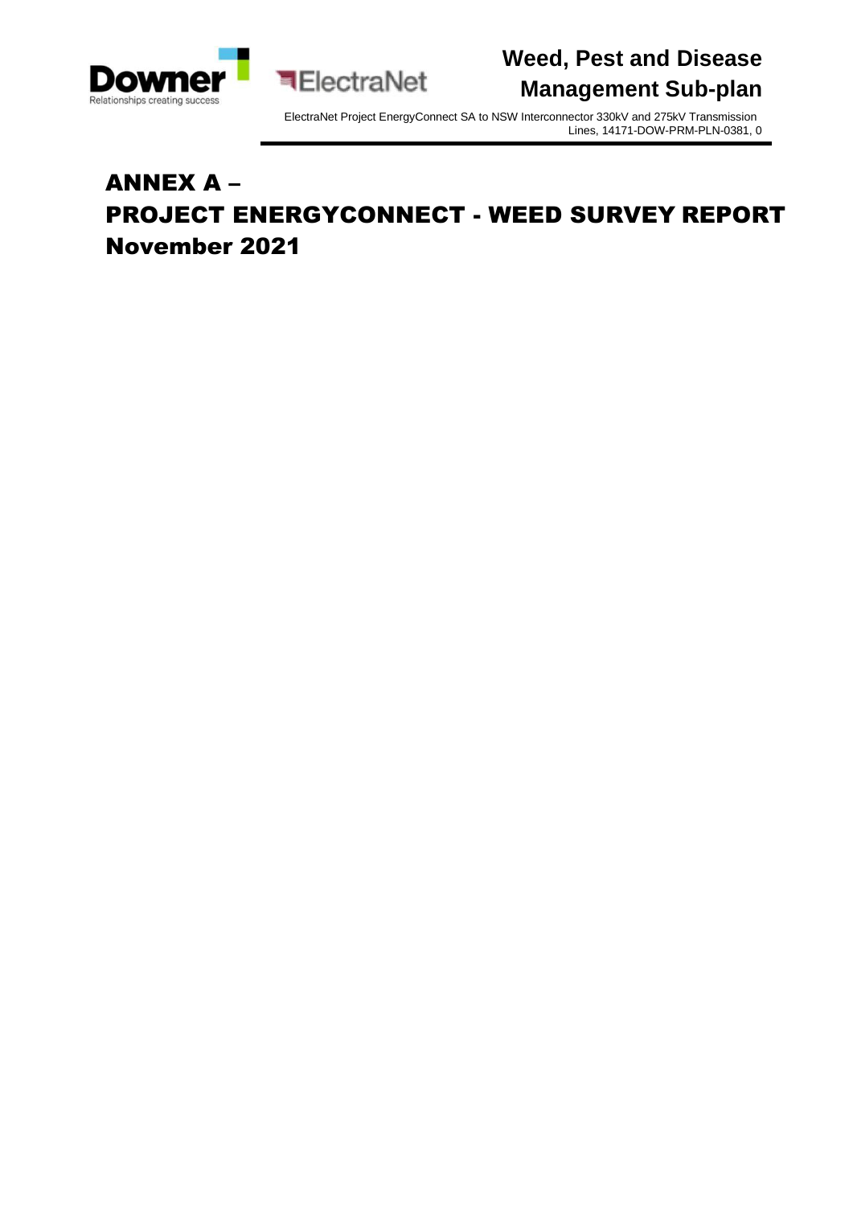# ANNEX A –
# PROJECT ENERGYCONNECT - WEED SURVEY REPORT
# November 2021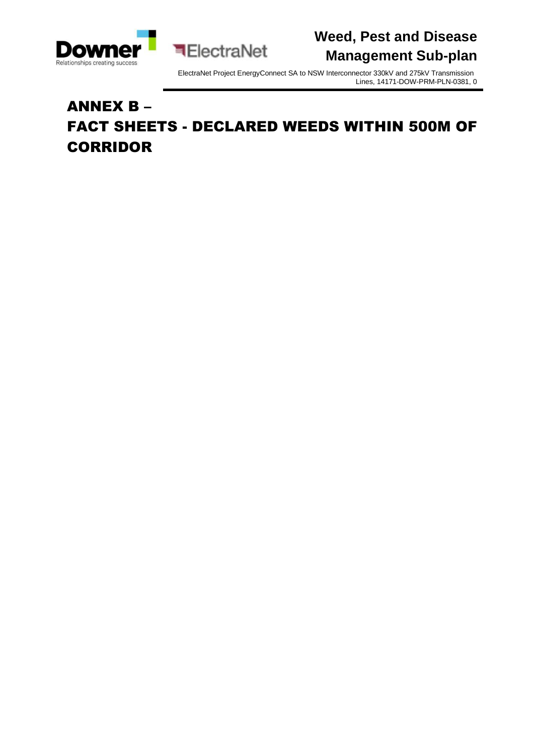# ANNEX B – FACT SHEETS - DECLARED WEEDS WITHIN 500M OF CORRIDOR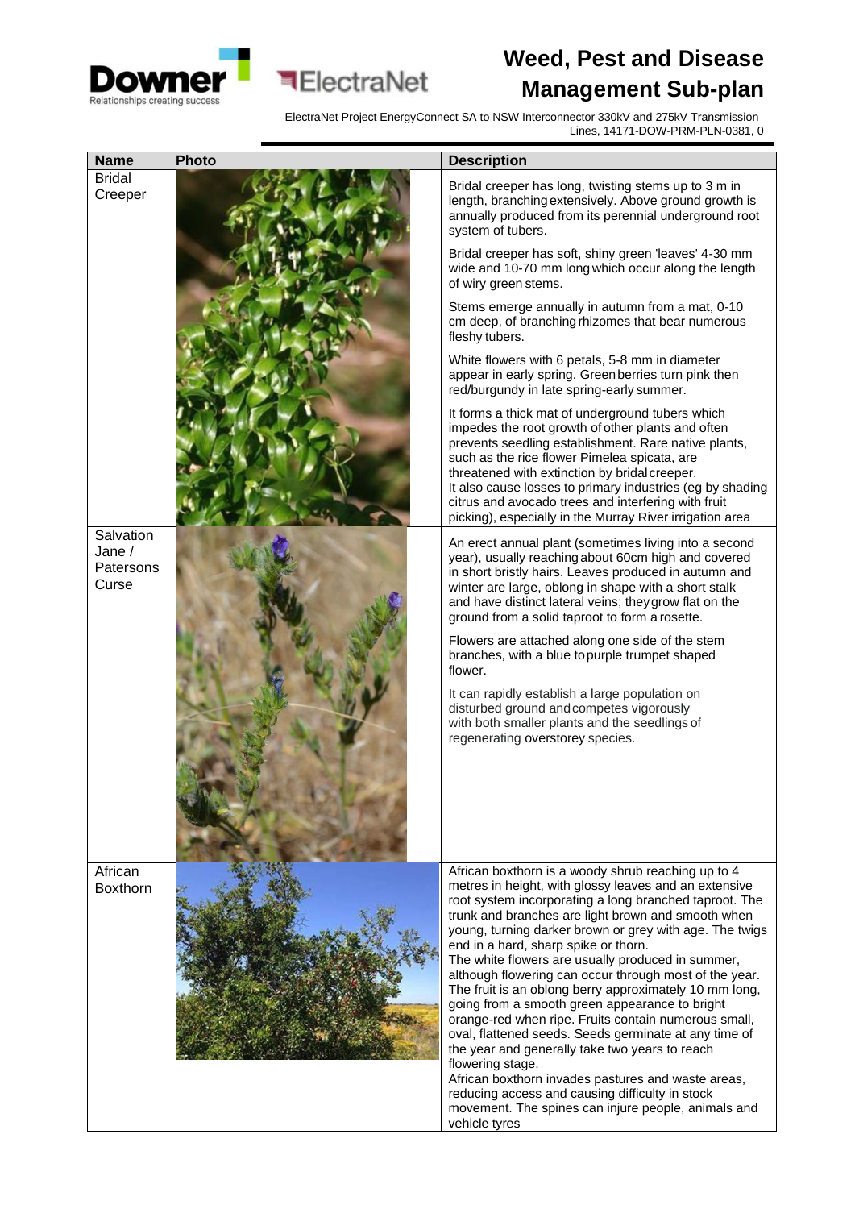| Name | Photo | Description |
| --- | --- | --- |
| Bridal Creeper | | Bridal creeper has long, twisting stems up to 3 m in length, branching extensively. Above ground growth is annually produced from its perennial underground root system of tubers.<br><br>Bridal creeper has soft, shiny green 'leaves' 4-30 mm wide and 10-70 mm long which occur along the length of wiry green stems.<br><br>Stems emerge annually in autumn from a mat, 0-10 cm deep, of branching rhizomes that bear numerous fleshy tubers.<br><br>White flowers with 6 petals, 5-8 mm in diameter appear in early spring. Green berries turn pink then red/burgundy in late spring-early summer.<br><br>It forms a thick mat of underground tubers which impedes the root growth of other plants and often prevents seedling establishment. Rare native plants, such as the rice flower Pimelea spicata, are threatened with extinction by bridal creeper.<br>It also cause losses to primary industries (eg by shading citrus and avocado trees and interfering with fruit picking), especially in the Murray River irrigation area |
| Salvation Jane / Patersons Curse | | An erect annual plant (sometimes living into a second year), usually reaching about 60cm high and covered in short bristly hairs. Leaves produced in autumn and winter are large, oblong in shape with a short stalk and have distinct lateral veins; they grow flat on the ground from a solid taproot to form a rosette.<br><br>Flowers are attached along one side of the stem branches, with a blue to purple trumpet shaped flower.<br><br>It can rapidly establish a large population on disturbed ground and competes vigorously with both smaller plants and the seedlings of regenerating overstorey species. |
| African Boxthorn | | African boxthorn is a woody shrub reaching up to 4 metres in height, with glossy leaves and an extensive root system incorporating a long branched taproot. The trunk and branches are light brown and smooth when young, turning darker brown or grey with age. The twigs end in a hard, sharp spike or thorn.<br>The white flowers are usually produced in summer, although flowering can occur through most of the year. The fruit is an oblong berry approximately 10 mm long, going from a smooth green appearance to bright orange-red when ripe. Fruits contain numerous small, oval, flattened seeds. Seeds germinate at any time of the year and generally take two years to reach flowering stage.<br>African boxthorn invades pastures and waste areas, reducing access and causing difficulty in stock movement. The spines can injure people, animals and vehicle tyres |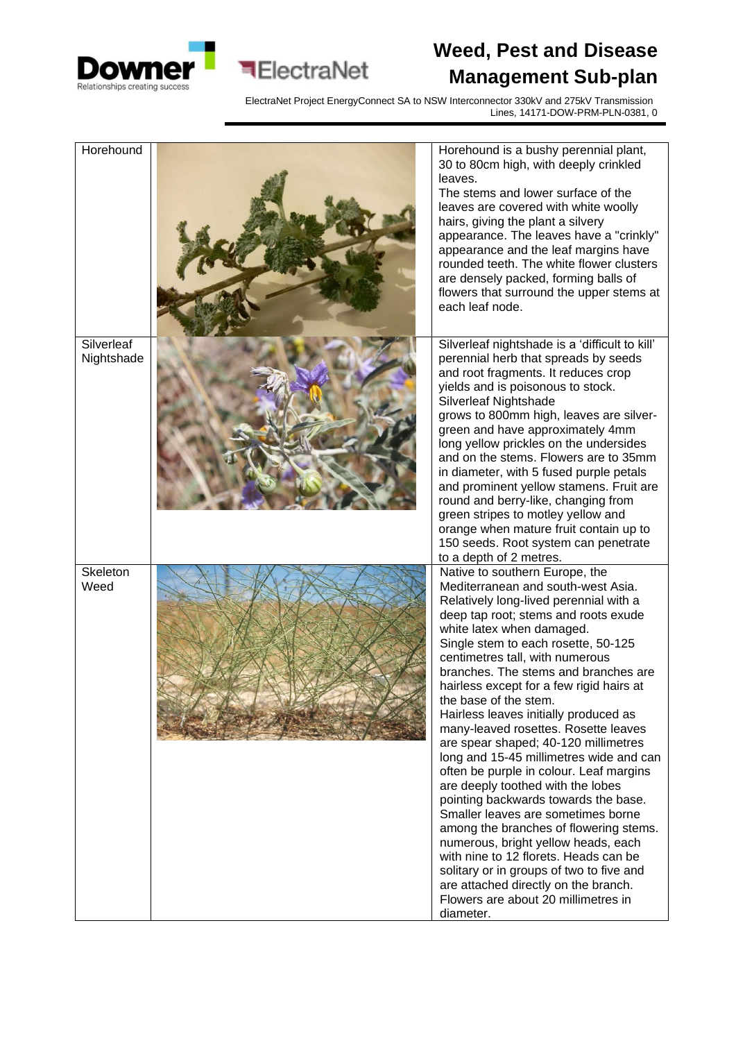| | | |
|---|---|---|
| Horehound | | Horehound is a bushy perennial plant, 30 to 80cm high, with deeply crinkled leaves. The stems and lower surface of the leaves are covered with white woolly hairs, giving the plant a silvery appearance. The leaves have a "crinkly" appearance and the leaf margins have rounded teeth. The white flower clusters are densely packed, forming balls of flowers that surround the upper stems at each leaf node. |
| Silverleaf Nightshade | | Silverleaf nightshade is a 'difficult to kill' perennial herb that spreads by seeds and root fragments. It reduces crop yields and is poisonous to stock. Silverleaf Nightshade grows to 800mm high, leaves are silver-green and have approximately 4mm long yellow prickles on the undersides and on the stems. Flowers are to 35mm in diameter, with 5 fused purple petals and prominent yellow stamens. Fruit are round and berry-like, changing from green stripes to motley yellow and orange when mature fruit contain up to 150 seeds. Root system can penetrate to a depth of 2 metres. |
| Skeleton Weed | | Native to southern Europe, the Mediterranean and south-west Asia. Relatively long-lived perennial with a deep tap root; stems and roots exude white latex when damaged. Single stem to each rosette, 50-125 centimetres tall, with numerous branches. The stems and branches are hairless except for a few rigid hairs at the base of the stem. Hairless leaves initially produced as many-leaved rosettes. Rosette leaves are spear shaped; 40-120 millimetres long and 15-45 millimetres wide and can often be purple in colour. Leaf margins are deeply toothed with the lobes pointing backwards towards the base. Smaller leaves are sometimes borne among the branches of flowering stems. numerous, bright yellow heads, each with nine to 12 florets. Heads can be solitary or in groups of two to five and are attached directly on the branch. Flowers are about 20 millimetres in diameter. |